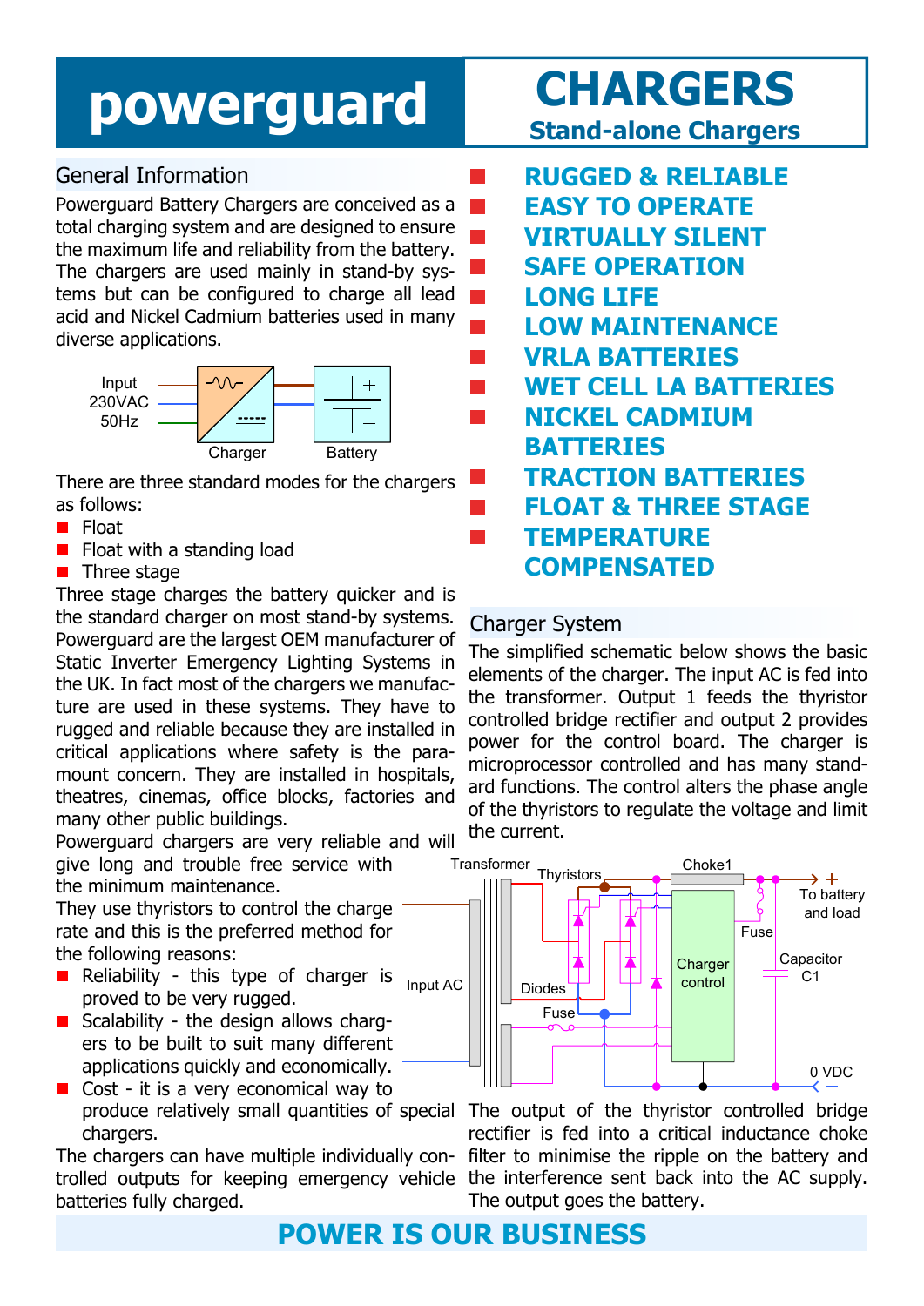# powerguard

# CHARGERS

## Stand-alone Chargers

## General Information

Powerguard Battery Chargers are conceived as a total charging system and are designed to ensure the maximum life and reliability from the battery. The chargers are used mainly in stand-by systems but can be configured to charge all lead acid and Nickel Cadmium batteries used in many diverse applications.

Input 230VAC 50Hz — Charger — Battery

There are three standard modes for the chargers as follows:

- Float
- Float with a standing load
- Three stage

Three stage charges the battery quicker and is the standard charger on most stand-by systems. Powerguard are the largest OEM manufacturer of Static Inverter Emergency Lighting Systems in the UK. In fact most of the chargers we manufacture are used in these systems. They have to rugged and reliable because they are installed in critical applications where safety is the paramount concern. They are installed in hospitals, theatres, cinemas, office blocks, factories and many other public buildings.

Powerguard chargers are very reliable and will give long and trouble free service with the minimum maintenance.

They use thyristors to control the charge rate and this is the preferred method for the following reasons:

- Reliability - this type of charger is proved to be very rugged.
- Scalability - the design allows chargers to be built to suit many different applications quickly and economically.
- Cost - it is a very economical way to produce relatively small quantities of special chargers.

The chargers can have multiple individually controlled outputs for keeping emergency vehicle batteries fully charged.

- RUGGED & RELIABLE
- EASY TO OPERATE
- VIRTUALLY SILENT
- SAFE OPERATION
- LONG LIFE
- LOW MAINTENANCE
- VRLA BATTERIES
- WET CELL LA BATTERIES
- NICKEL CADMIUM BATTERIES
- TRACTION BATTERIES
- FLOAT & THREE STAGE
- TEMPERATURE COMPENSATED

## Charger System

The simplified schematic below shows the basic elements of the charger. The input AC is fed into the transformer. Output 1 feeds the thyristor controlled bridge rectifier and output 2 provides power for the control board. The charger is microprocessor controlled and has many standard functions. The control alters the phase angle of the thyristors to regulate the voltage and limit the current.

Transformer, Thyristors, Choke1, To battery and load (+), Fuse, Capacitor C1, Charger control, Diodes, Fuse, Input AC, 0 VDC (−)

The output of the thyristor controlled bridge rectifier is fed into a critical inductance choke filter to minimise the ripple on the battery and the interference sent back into the AC supply. The output goes the battery.

**POWER IS OUR BUSINESS**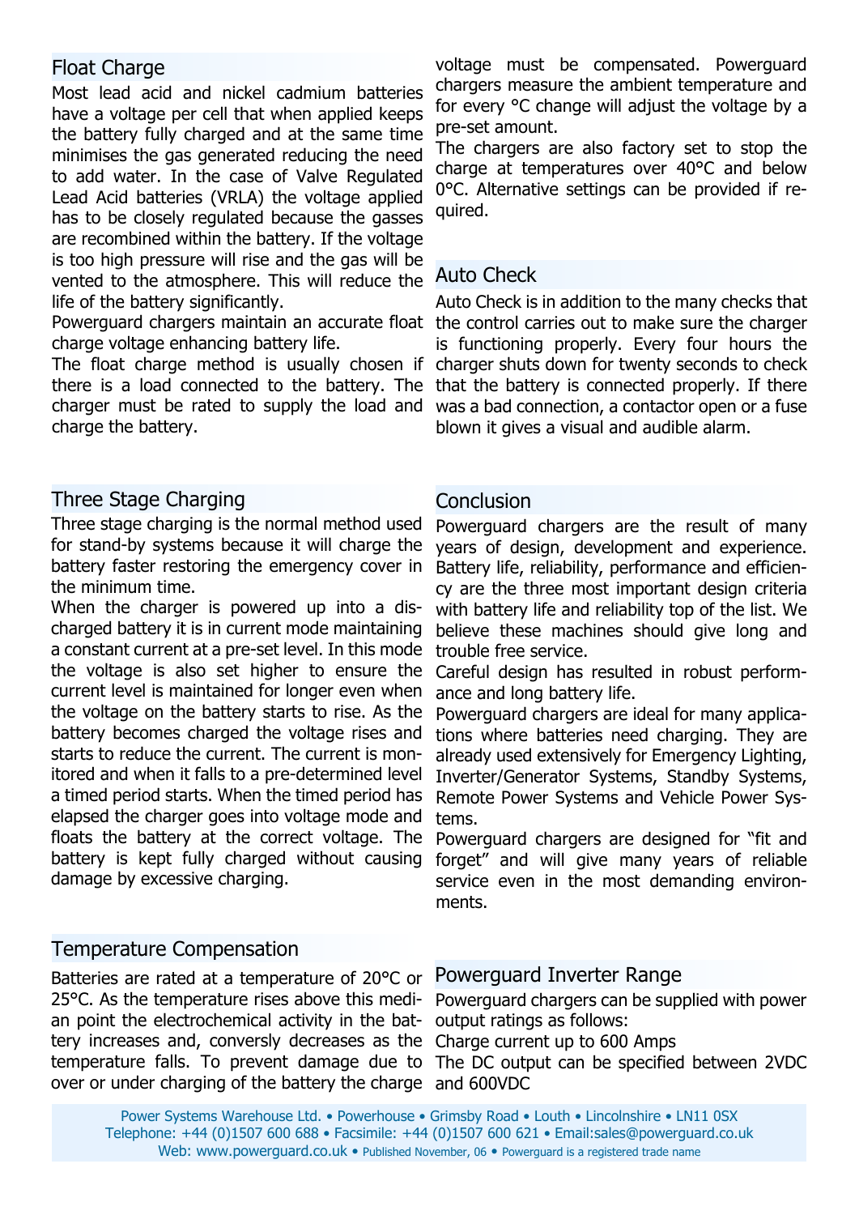## Float Charge

Most lead acid and nickel cadmium batteries have a voltage per cell that when applied keeps the battery fully charged and at the same time minimises the gas generated reducing the need to add water. In the case of Valve Regulated Lead Acid batteries (VRLA) the voltage applied has to be closely regulated because the gasses are recombined within the battery. If the voltage is too high pressure will rise and the gas will be vented to the atmosphere. This will reduce the life of the battery significantly.

Powerguard chargers maintain an accurate float charge voltage enhancing battery life.

The float charge method is usually chosen if there is a load connected to the battery. The charger must be rated to supply the load and charge the battery.

## Three Stage Charging

Three stage charging is the normal method used for stand-by systems because it will charge the battery faster restoring the emergency cover in the minimum time.

When the charger is powered up into a discharged battery it is in current mode maintaining a constant current at a pre-set level. In this mode the voltage is also set higher to ensure the current level is maintained for longer even when the voltage on the battery starts to rise. As the battery becomes charged the voltage rises and starts to reduce the current. The current is monitored and when it falls to a pre-determined level a timed period starts. When the timed period has elapsed the charger goes into voltage mode and floats the battery at the correct voltage. The battery is kept fully charged without causing damage by excessive charging.

## Temperature Compensation

Batteries are rated at a temperature of 20°C or 25°C. As the temperature rises above this median point the electrochemical activity in the battery increases and, conversly decreases as the temperature falls. To prevent damage due to over or under charging of the battery the charge voltage must be compensated. Powerguard chargers measure the ambient temperature and for every °C change will adjust the voltage by a pre-set amount.

The chargers are also factory set to stop the charge at temperatures over 40°C and below 0°C. Alternative settings can be provided if required.

## Auto Check

Auto Check is in addition to the many checks that the control carries out to make sure the charger is functioning properly. Every four hours the charger shuts down for twenty seconds to check that the battery is connected properly. If there was a bad connection, a contactor open or a fuse blown it gives a visual and audible alarm.

## Conclusion

Powerguard chargers are the result of many years of design, development and experience. Battery life, reliability, performance and efficiency are the three most important design criteria with battery life and reliability top of the list. We believe these machines should give long and trouble free service.

Careful design has resulted in robust performance and long battery life.

Powerguard chargers are ideal for many applications where batteries need charging. They are already used extensively for Emergency Lighting, Inverter/Generator Systems, Standby Systems, Remote Power Systems and Vehicle Power Systems.

Powerguard chargers are designed for “fit and forget” and will give many years of reliable service even in the most demanding environments.

## Powerguard Inverter Range

Powerguard chargers can be supplied with power output ratings as follows:

Charge current up to 600 Amps

The DC output can be specified between 2VDC and 600VDC

Power Systems Warehouse Ltd. • Powerhouse • Grimsby Road • Louth • Lincolnshire • LN11 0SX
Telephone: +44 (0)1507 600 688 • Facsimile: +44 (0)1507 600 621 • Email:sales@powerguard.co.uk
Web: www.powerguard.co.uk • Published November, 06 • Powerguard is a registered trade name